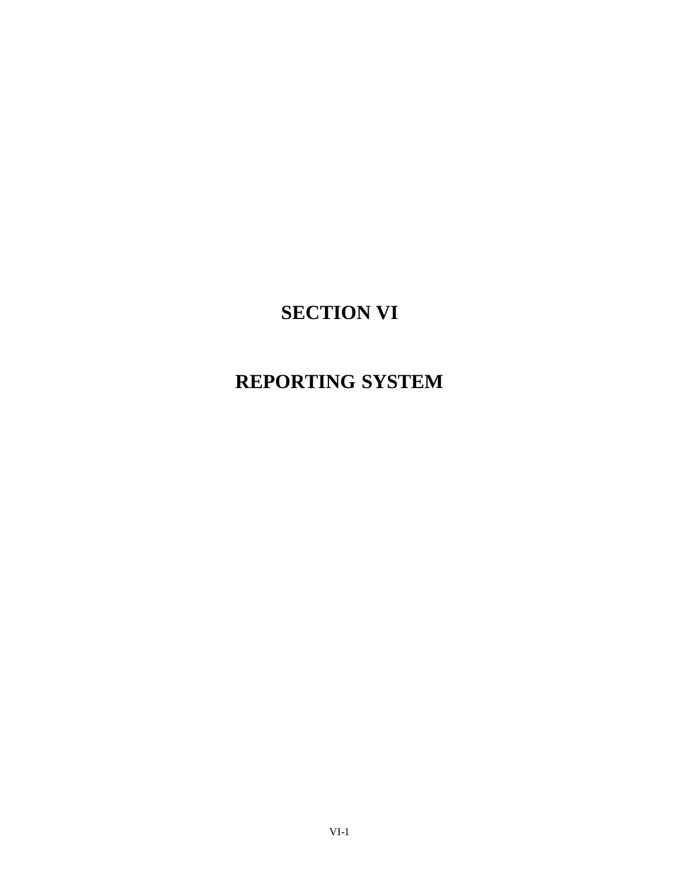# SECTION VI

# REPORTING SYSTEM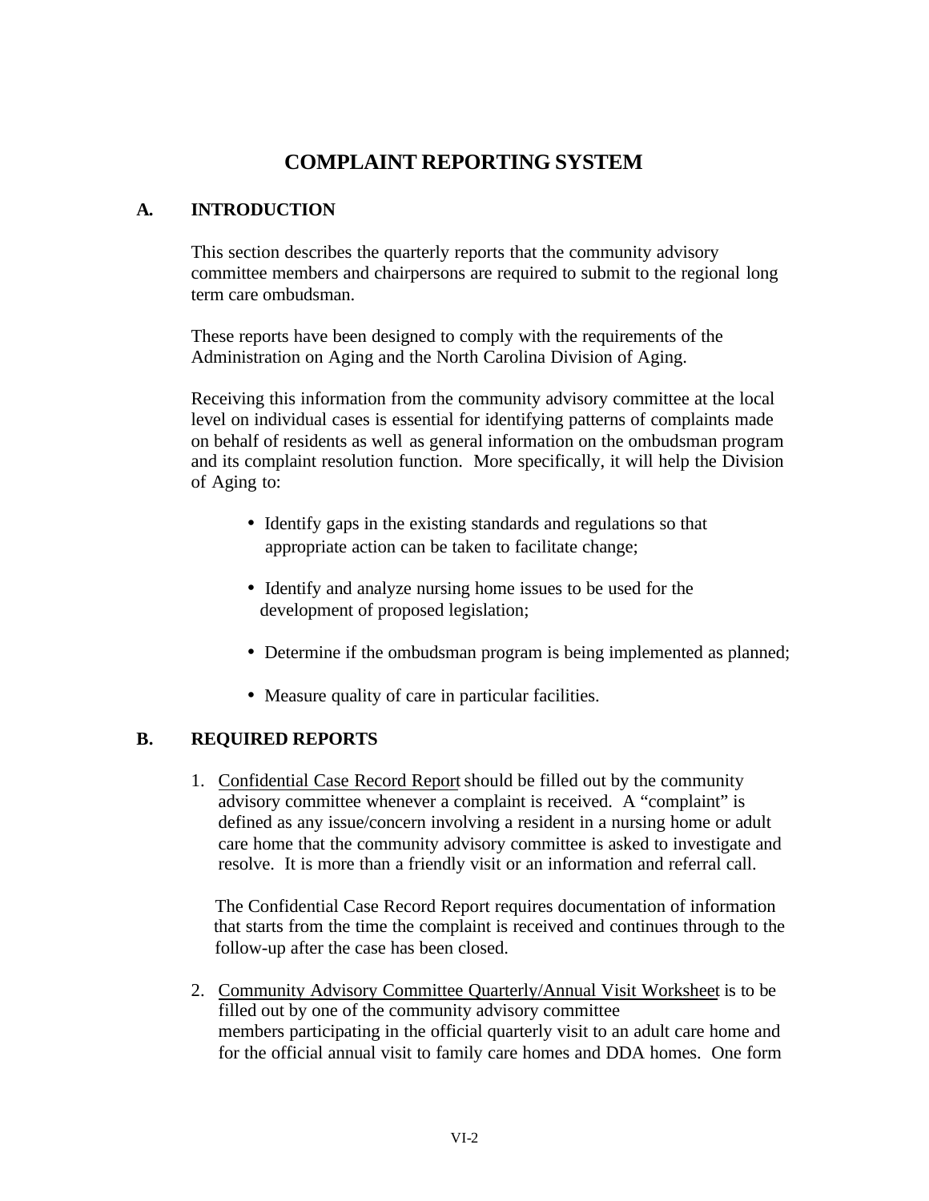# COMPLAINT REPORTING SYSTEM

## A. INTRODUCTION

This section describes the quarterly reports that the community advisory committee members and chairpersons are required to submit to the regional long term care ombudsman.

These reports have been designed to comply with the requirements of the Administration on Aging and the North Carolina Division of Aging.

Receiving this information from the community advisory committee at the local level on individual cases is essential for identifying patterns of complaints made on behalf of residents as well as general information on the ombudsman program and its complaint resolution function. More specifically, it will help the Division of Aging to:

- Identify gaps in the existing standards and regulations so that appropriate action can be taken to facilitate change;
- Identify and analyze nursing home issues to be used for the development of proposed legislation;
- Determine if the ombudsman program is being implemented as planned;
- Measure quality of care in particular facilities.

## B. REQUIRED REPORTS

1. Confidential Case Record Report should be filled out by the community advisory committee whenever a complaint is received. A "complaint" is defined as any issue/concern involving a resident in a nursing home or adult care home that the community advisory committee is asked to investigate and resolve. It is more than a friendly visit or an information and referral call.

   The Confidential Case Record Report requires documentation of information that starts from the time the complaint is received and continues through to the follow-up after the case has been closed.

2. Community Advisory Committee Quarterly/Annual Visit Worksheet is to be filled out by one of the community advisory committee members participating in the official quarterly visit to an adult care home and for the official annual visit to family care homes and DDA homes. One form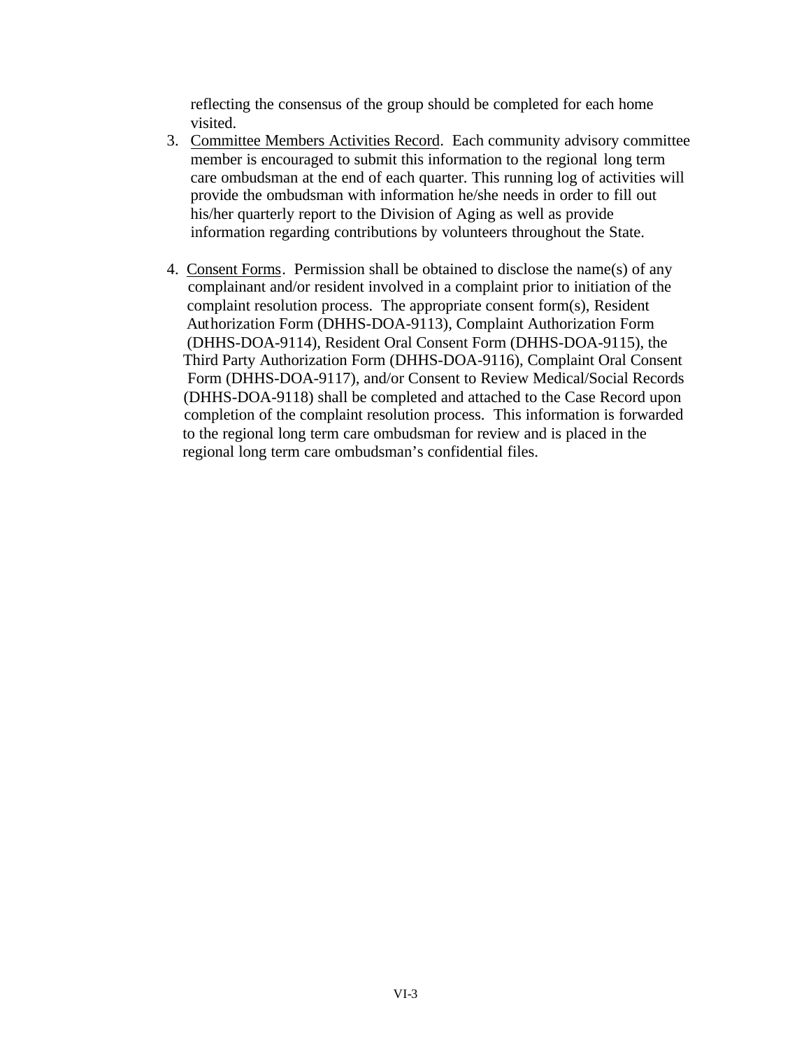reflecting the consensus of the group should be completed for each home visited.

3. Committee Members Activities Record. Each community advisory committee member is encouraged to submit this information to the regional long term care ombudsman at the end of each quarter. This running log of activities will provide the ombudsman with information he/she needs in order to fill out his/her quarterly report to the Division of Aging as well as provide information regarding contributions by volunteers throughout the State.

4. Consent Forms. Permission shall be obtained to disclose the name(s) of any complainant and/or resident involved in a complaint prior to initiation of the complaint resolution process. The appropriate consent form(s), Resident Authorization Form (DHHS-DOA-9113), Complaint Authorization Form (DHHS-DOA-9114), Resident Oral Consent Form (DHHS-DOA-9115), the Third Party Authorization Form (DHHS-DOA-9116), Complaint Oral Consent Form (DHHS-DOA-9117), and/or Consent to Review Medical/Social Records (DHHS-DOA-9118) shall be completed and attached to the Case Record upon completion of the complaint resolution process. This information is forwarded to the regional long term care ombudsman for review and is placed in the regional long term care ombudsman's confidential files.